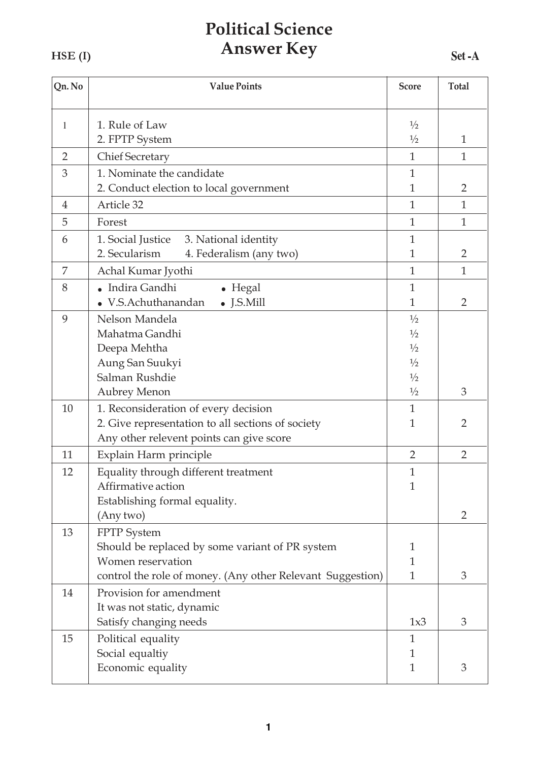# Political Science
# Answer Key

**HSE (I)** **Set -A**

| Qn. No | Value Points | Score | Total |
|---|---|---|---|
| 1 | 1. Rule of Law<br>2. FPTP System | ½<br>½ | 1 |
| 2 | Chief Secretary | 1 | 1 |
| 3 | 1. Nominate the candidate<br>2. Conduct election to local government | 1<br>1 | 2 |
| 4 | Article 32 | 1 | 1 |
| 5 | Forest | 1 | 1 |
| 6 | 1. Social Justice 3. National identity<br>2. Secularism 4. Federalism (any two) | 1<br>1 | 2 |
| 7 | Achal Kumar Jyothi | 1 | 1 |
| 8 | • Indira Gandhi • Hegal<br>• V.S.Achuthanandan • J.S.Mill | 1<br>1 | 2 |
| 9 | Nelson Mandela<br>Mahatma Gandhi<br>Deepa Mehtha<br>Aung San Suukyi<br>Salman Rushdie<br>Aubrey Menon | ½<br>½<br>½<br>½<br>½<br>½ | 3 |
| 10 | 1. Reconsideration of every decision<br>2. Give representation to all sections of society<br>Any other relevent points can give score | 1<br>1 | 2 |
| 11 | Explain Harm principle | 2 | 2 |
| 12 | Equality through different treatment<br>Affirmative action<br>Establishing formal equality.<br>(Any two) | 1<br>1 | 2 |
| 13 | FPTP System<br>Should be replaced by some variant of PR system<br>Women reservation<br>control the role of money. (Any other Relevant Suggestion) | 1<br>1<br>1 | 3 |
| 14 | Provision for amendment<br>It was not static, dynamic<br>Satisfy changing needs | 1x3 | 3 |
| 15 | Political equality<br>Social equaltiy<br>Economic equality | 1<br>1<br>1 | 3 |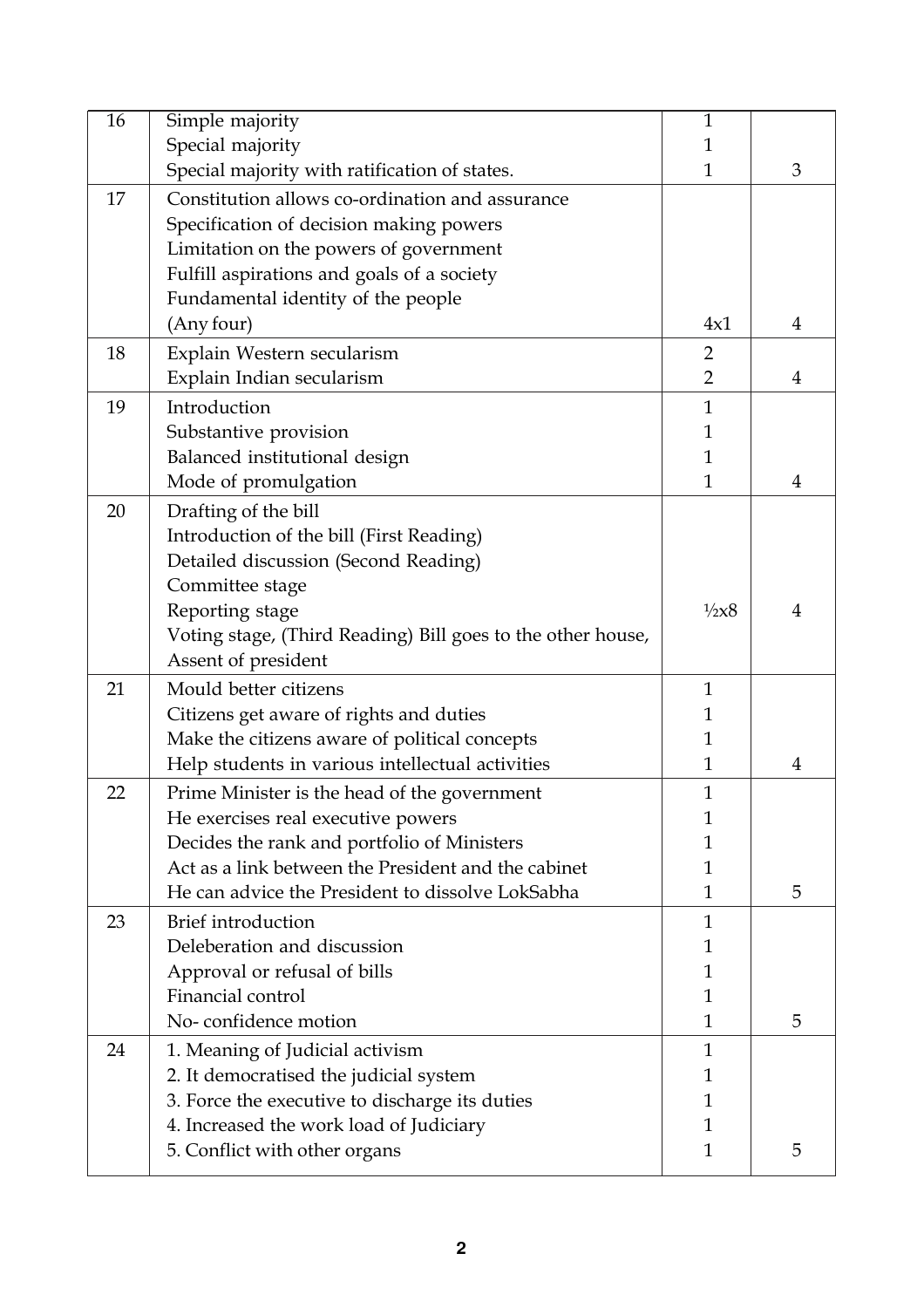| | | | |
|---|---|---|---|
| 16 | Simple majority<br>Special majority<br>Special majority with ratification of states. | 1<br>1<br>1 | 3 |
| 17 | Constitution allows co-ordination and assurance<br>Specification of decision making powers<br>Limitation on the powers of government<br>Fulfill aspirations and goals of a society<br>Fundamental identity of the people<br>(Any four) | 4x1 | 4 |
| 18 | Explain Western secularism<br>Explain Indian secularism | 2<br>2 | 4 |
| 19 | Introduction<br>Substantive provision<br>Balanced institutional design<br>Mode of promulgation | 1<br>1<br>1<br>1 | 4 |
| 20 | Drafting of the bill<br>Introduction of the bill (First Reading)<br>Detailed discussion (Second Reading)<br>Committee stage<br>Reporting stage<br>Voting stage, (Third Reading) Bill goes to the other house,<br>Assent of president | ½x8 | 4 |
| 21 | Mould better citizens<br>Citizens get aware of rights and duties<br>Make the citizens aware of political concepts<br>Help students in various intellectual activities | 1<br>1<br>1<br>1 | 4 |
| 22 | Prime Minister is the head of the government<br>He exercises real executive powers<br>Decides the rank and portfolio of Ministers<br>Act as a link between the President and the cabinet<br>He can advice the President to dissolve LokSabha | 1<br>1<br>1<br>1<br>1 | 5 |
| 23 | Brief introduction<br>Deleberation and discussion<br>Approval or refusal of bills<br>Financial control<br>No- confidence motion | 1<br>1<br>1<br>1<br>1 | 5 |
| 24 | 1. Meaning of Judicial activism<br>2. It democratised the judicial system<br>3. Force the executive to discharge its duties<br>4. Increased the work load of Judiciary<br>5. Conflict with other organs | 1<br>1<br>1<br>1<br>1 | 5 |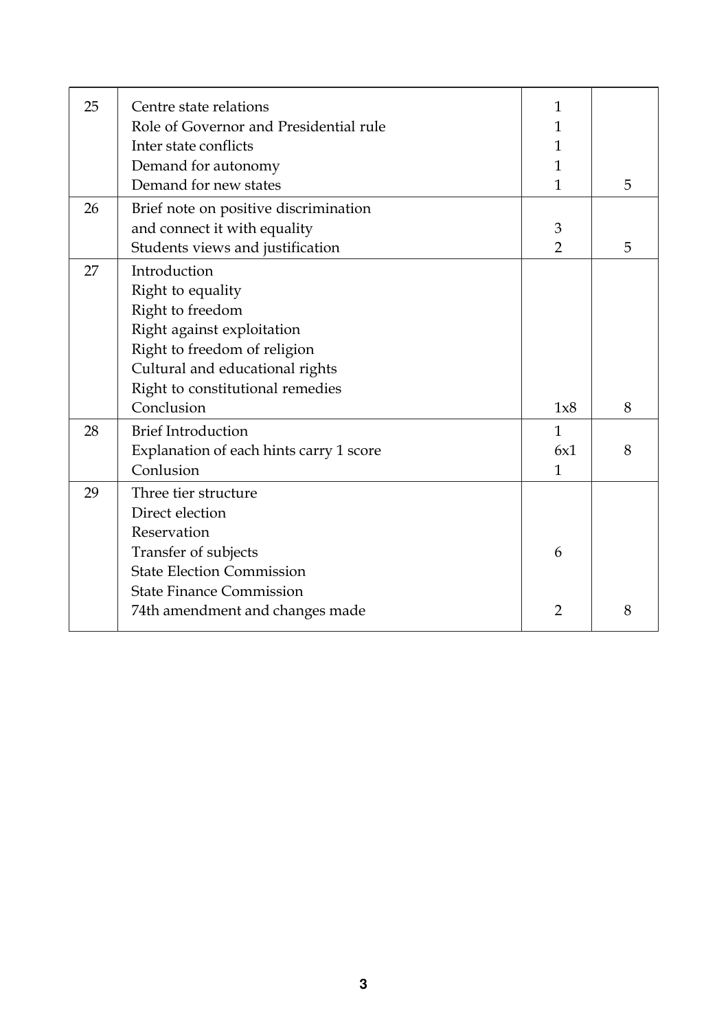| | | | |
|---|---|---|---|
| 25 | Centre state relations<br>Role of Governor and Presidential rule<br>Inter state conflicts<br>Demand for autonomy<br>Demand for new states | 1<br>1<br>1<br>1<br>1 | 5 |
| 26 | Brief note on positive discrimination<br>and connect it with equality<br>Students views and justification | 3<br>2 | 5 |
| 27 | Introduction<br>Right to equality<br>Right to freedom<br>Right against exploitation<br>Right to freedom of religion<br>Cultural and educational rights<br>Right to constitutional remedies<br>Conclusion | 1x8 | 8 |
| 28 | Brief Introduction<br>Explanation of each hints carry 1 score<br>Conlusion | 1<br>6x1<br>1 | 8 |
| 29 | Three tier structure<br>Direct election<br>Reservation<br>Transfer of subjects<br>State Election Commission<br>State Finance Commission<br>74th amendment and changes made | 6<br>2 | 8 |